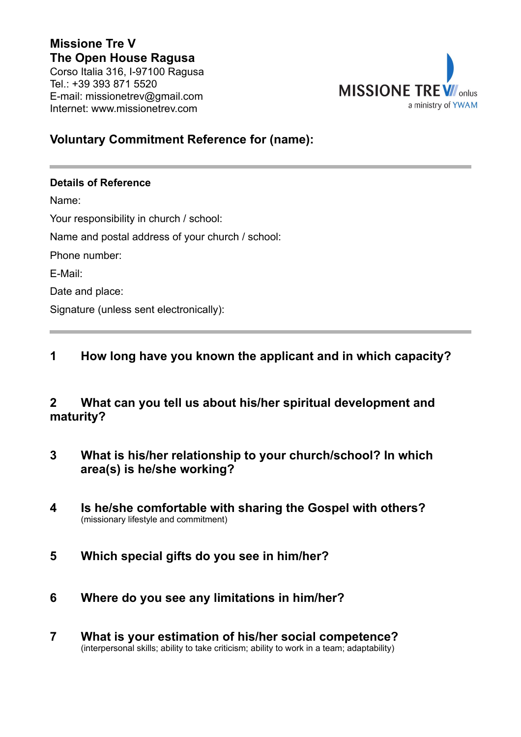**Missione Tre V**
**The Open House Ragusa**
Corso Italia 316, I-97100 Ragusa
Tel.: +39 393 871 5520
E-mail: missionetrev@gmail.com
Internet: www.missionetrev.com

MISSIONE TRE V onlus
a ministry of YWAM

## Voluntary Commitment Reference for (name):

---

**Details of Reference**

Name:

Your responsibility in church / school:

Name and postal address of your church / school:

Phone number:

E-Mail:

Date and place:

Signature (unless sent electronically):

---

### 1 How long have you known the applicant and in which capacity?

### 2 What can you tell us about his/her spiritual development and maturity?

### 3 What is his/her relationship to your church/school? In which area(s) is he/she working?

### 4 Is he/she comfortable with sharing the Gospel with others?
(missionary lifestyle and commitment)

### 5 Which special gifts do you see in him/her?

### 6 Where do you see any limitations in him/her?

### 7 What is your estimation of his/her social competence?
(interpersonal skills; ability to take criticism; ability to work in a team; adaptability)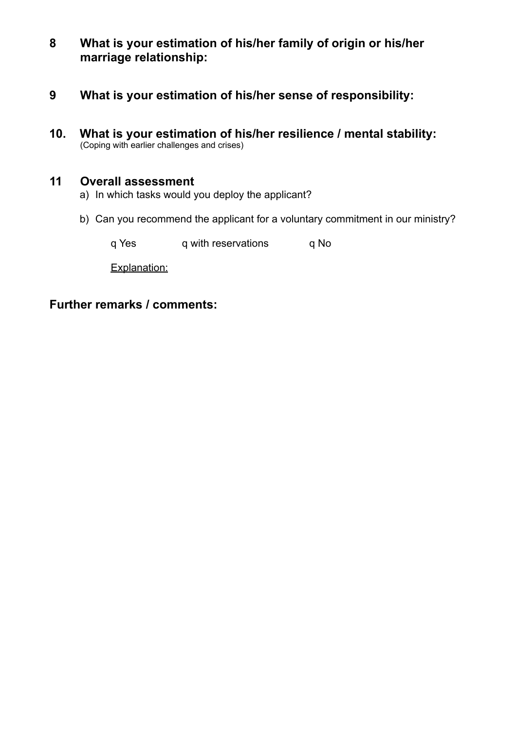**8 What is your estimation of his/her family of origin or his/her marriage relationship:**

**9 What is your estimation of his/her sense of responsibility:**

**10. What is your estimation of his/her resilience / mental stability:**
(Coping with earlier challenges and crises)

## 11 Overall assessment

a) In which tasks would you deploy the applicant?

b) Can you recommend the applicant for a voluntary commitment in our ministry?

q Yes q with reservations q No

Explanation:

## Further remarks / comments: